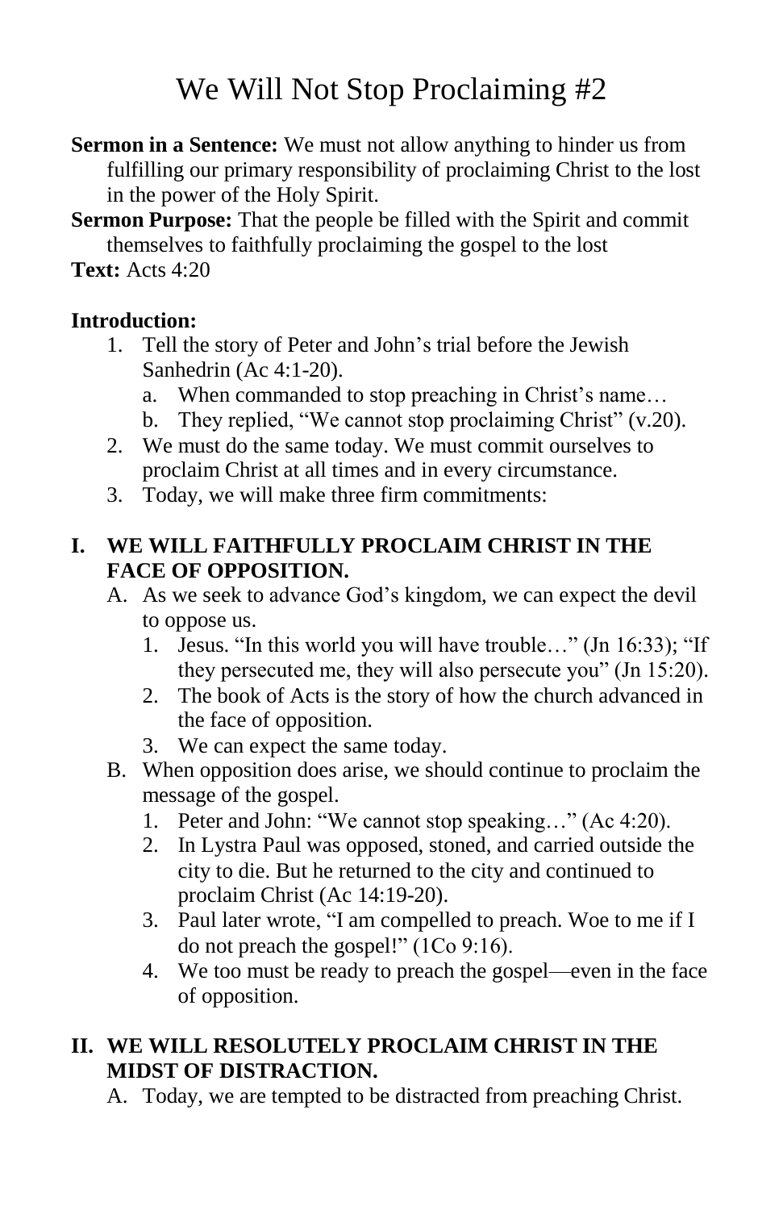# We Will Not Stop Proclaiming #2

**Sermon in a Sentence:** We must not allow anything to hinder us from fulfilling our primary responsibility of proclaiming Christ to the lost in the power of the Holy Spirit.

**Sermon Purpose:** That the people be filled with the Spirit and commit themselves to faithfully proclaiming the gospel to the lost

**Text:** Acts 4:20

**Introduction:**

1. Tell the story of Peter and John's trial before the Jewish Sanhedrin (Ac 4:1-20).
   a. When commanded to stop preaching in Christ's name…
   b. They replied, "We cannot stop proclaiming Christ" (v.20).
2. We must do the same today. We must commit ourselves to proclaim Christ at all times and in every circumstance.
3. Today, we will make three firm commitments:

## I. WE WILL FAITHFULLY PROCLAIM CHRIST IN THE FACE OF OPPOSITION.

A. As we seek to advance God's kingdom, we can expect the devil to oppose us.
   1. Jesus. "In this world you will have trouble…" (Jn 16:33); "If they persecuted me, they will also persecute you" (Jn 15:20).
   2. The book of Acts is the story of how the church advanced in the face of opposition.
   3. We can expect the same today.

B. When opposition does arise, we should continue to proclaim the message of the gospel.
   1. Peter and John: "We cannot stop speaking…" (Ac 4:20).
   2. In Lystra Paul was opposed, stoned, and carried outside the city to die. But he returned to the city and continued to proclaim Christ (Ac 14:19-20).
   3. Paul later wrote, "I am compelled to preach. Woe to me if I do not preach the gospel!" (1Co 9:16).
   4. We too must be ready to preach the gospel—even in the face of opposition.

## II. WE WILL RESOLUTELY PROCLAIM CHRIST IN THE MIDST OF DISTRACTION.

A. Today, we are tempted to be distracted from preaching Christ.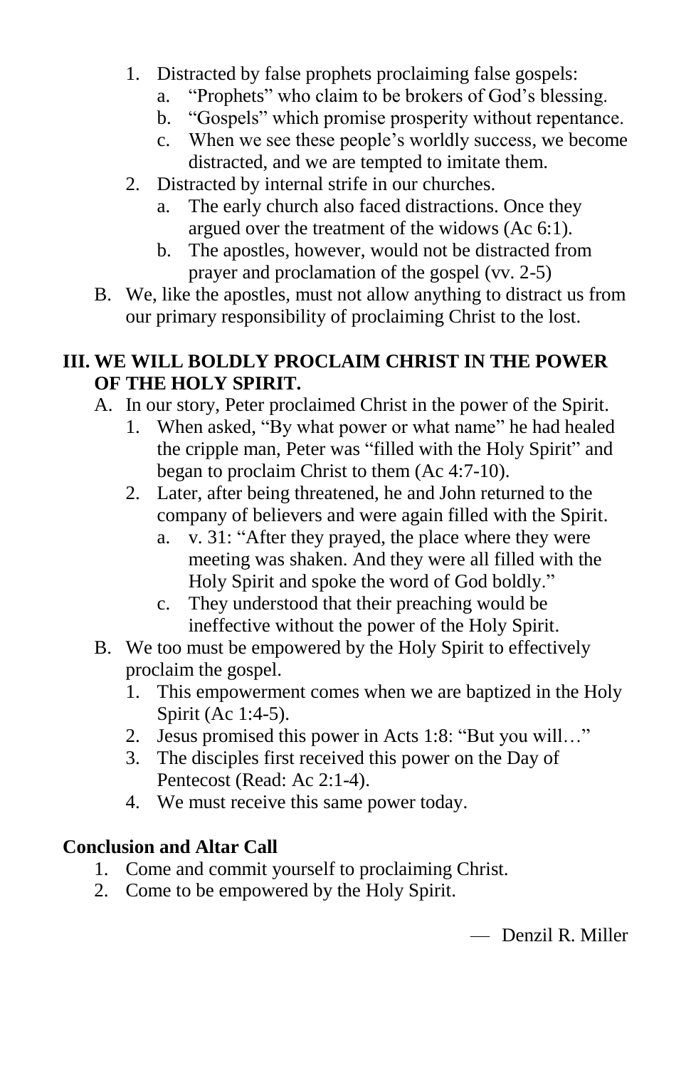1. Distracted by false prophets proclaiming false gospels:
    a. "Prophets" who claim to be brokers of God's blessing.
    b. "Gospels" which promise prosperity without repentance.
    c. When we see these people's worldly success, we become distracted, and we are tempted to imitate them.
2. Distracted by internal strife in our churches.
    a. The early church also faced distractions. Once they argued over the treatment of the widows (Ac 6:1).
    b. The apostles, however, would not be distracted from prayer and proclamation of the gospel (vv. 2-5)

B. We, like the apostles, must not allow anything to distract us from our primary responsibility of proclaiming Christ to the lost.

## III. WE WILL BOLDLY PROCLAIM CHRIST IN THE POWER OF THE HOLY SPIRIT.

A. In our story, Peter proclaimed Christ in the power of the Spirit.
1. When asked, "By what power or what name" he had healed the cripple man, Peter was "filled with the Holy Spirit" and began to proclaim Christ to them (Ac 4:7-10).
2. Later, after being threatened, he and John returned to the company of believers and were again filled with the Spirit.
    a. v. 31: "After they prayed, the place where they were meeting was shaken. And they were all filled with the Holy Spirit and spoke the word of God boldly."
    c. They understood that their preaching would be ineffective without the power of the Holy Spirit.

B. We too must be empowered by the Holy Spirit to effectively proclaim the gospel.
1. This empowerment comes when we are baptized in the Holy Spirit (Ac 1:4-5).
2. Jesus promised this power in Acts 1:8: "But you will…"
3. The disciples first received this power on the Day of Pentecost (Read: Ac 2:1-4).
4. We must receive this same power today.

**Conclusion and Altar Call**

1. Come and commit yourself to proclaiming Christ.
2. Come to be empowered by the Holy Spirit.

— Denzil R. Miller